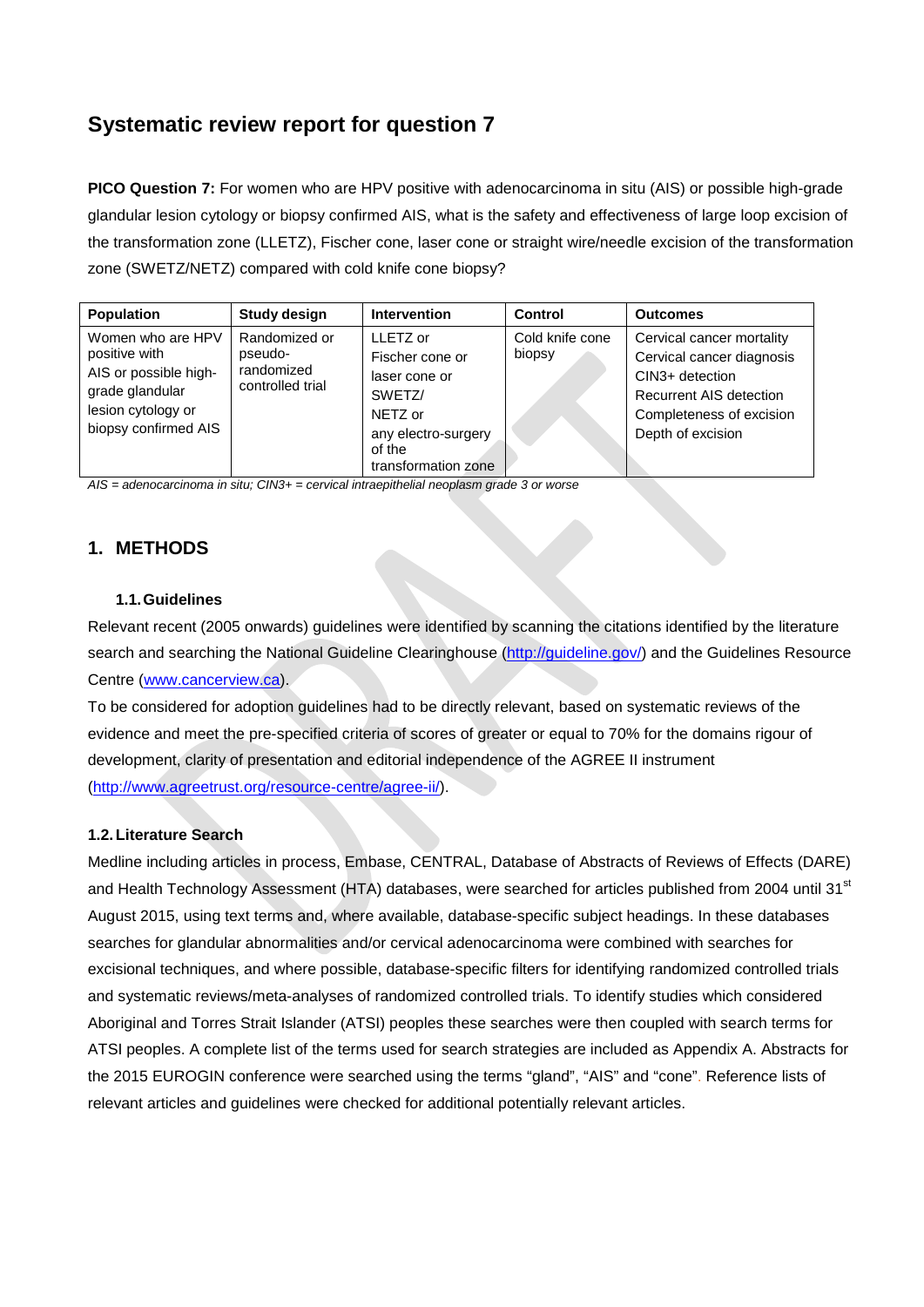# Systematic review report for question 7

**PICO Question 7:** For women who are HPV positive with adenocarcinoma in situ (AIS) or possible high-grade glandular lesion cytology or biopsy confirmed AIS, what is the safety and effectiveness of large loop excision of the transformation zone (LLETZ), Fischer cone, laser cone or straight wire/needle excision of the transformation zone (SWETZ/NETZ) compared with cold knife cone biopsy?

| Population | Study design | Intervention | Control | Outcomes |
| --- | --- | --- | --- | --- |
| Women who are HPV positive with AIS or possible high-grade glandular lesion cytology or biopsy confirmed AIS | Randomized or pseudo-randomized controlled trial | LLETZ or<br>Fischer cone or<br>laser cone or<br>SWETZ/<br>NETZ or<br>any electro-surgery of the transformation zone | Cold knife cone biopsy | Cervical cancer mortality<br>Cervical cancer diagnosis<br>CIN3+ detection<br>Recurrent AIS detection<br>Completeness of excision<br>Depth of excision |

*AIS = adenocarcinoma in situ; CIN3+ = cervical intraepithelial neoplasm grade 3 or worse*

## 1. METHODS

### 1.1. Guidelines

Relevant recent (2005 onwards) guidelines were identified by scanning the citations identified by the literature search and searching the National Guideline Clearinghouse (http://guideline.gov/) and the Guidelines Resource Centre (www.cancerview.ca).

To be considered for adoption guidelines had to be directly relevant, based on systematic reviews of the evidence and meet the pre-specified criteria of scores of greater or equal to 70% for the domains rigour of development, clarity of presentation and editorial independence of the AGREE II instrument (http://www.agreetrust.org/resource-centre/agree-ii/).

### 1.2. Literature Search

Medline including articles in process, Embase, CENTRAL, Database of Abstracts of Reviews of Effects (DARE) and Health Technology Assessment (HTA) databases, were searched for articles published from 2004 until 31st August 2015, using text terms and, where available, database-specific subject headings. In these databases searches for glandular abnormalities and/or cervical adenocarcinoma were combined with searches for excisional techniques, and where possible, database-specific filters for identifying randomized controlled trials and systematic reviews/meta-analyses of randomized controlled trials. To identify studies which considered Aboriginal and Torres Strait Islander (ATSI) peoples these searches were then coupled with search terms for ATSI peoples. A complete list of the terms used for search strategies are included as Appendix A. Abstracts for the 2015 EUROGIN conference were searched using the terms "gland", "AIS" and "cone". Reference lists of relevant articles and guidelines were checked for additional potentially relevant articles.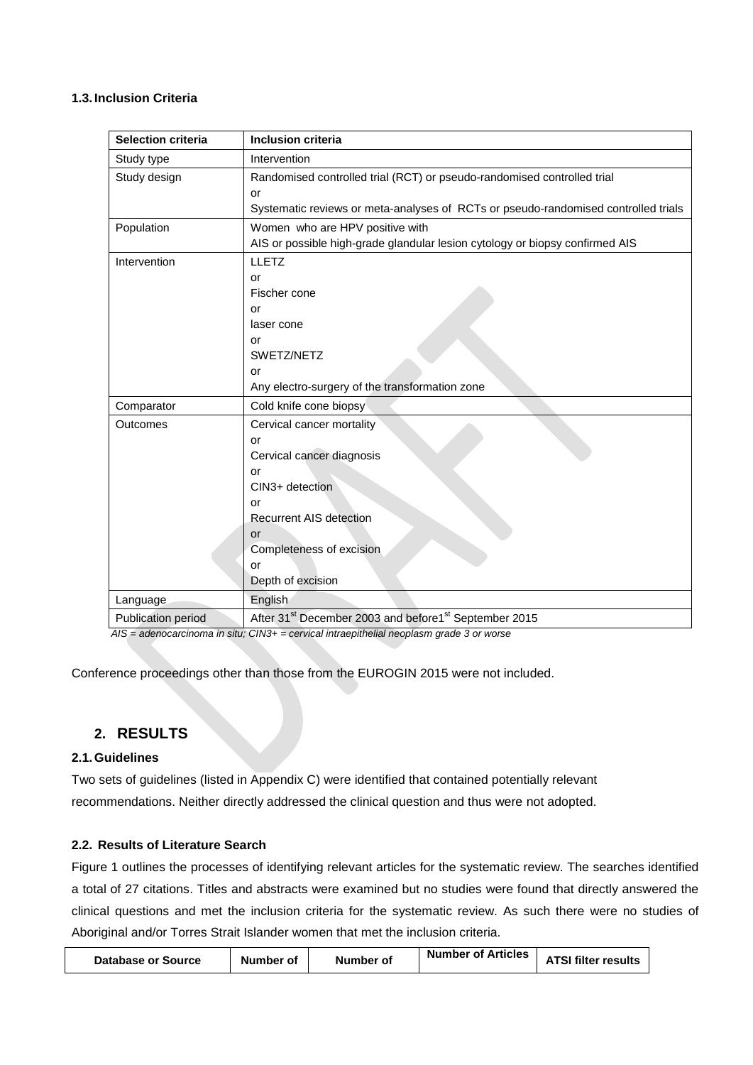### 1.3. Inclusion Criteria

| Selection criteria | Inclusion criteria |
| --- | --- |
| Study type | Intervention |
| Study design | Randomised controlled trial (RCT) or pseudo-randomised controlled trial<br>or<br>Systematic reviews or meta-analyses of RCTs or pseudo-randomised controlled trials |
| Population | Women who are HPV positive with<br>AIS or possible high-grade glandular lesion cytology or biopsy confirmed AIS |
| Intervention | LLETZ<br>or<br>Fischer cone<br>or<br>laser cone<br>or<br>SWETZ/NETZ<br>or<br>Any electro-surgery of the transformation zone |
| Comparator | Cold knife cone biopsy |
| Outcomes | Cervical cancer mortality<br>or<br>Cervical cancer diagnosis<br>or<br>CIN3+ detection<br>or<br>Recurrent AIS detection<br>or<br>Completeness of excision<br>or<br>Depth of excision |
| Language | English |
| Publication period | After 31st December 2003 and before1st September 2015 |

*AIS = adenocarcinoma in situ; CIN3+ = cervical intraepithelial neoplasm grade 3 or worse*

Conference proceedings other than those from the EUROGIN 2015 were not included.

## 2. RESULTS

### 2.1. Guidelines

Two sets of guidelines (listed in Appendix C) were identified that contained potentially relevant recommendations. Neither directly addressed the clinical question and thus were not adopted.

### 2.2. Results of Literature Search

Figure 1 outlines the processes of identifying relevant articles for the systematic review. The searches identified a total of 27 citations. Titles and abstracts were examined but no studies were found that directly answered the clinical questions and met the inclusion criteria for the systematic review. As such there were no studies of Aboriginal and/or Torres Strait Islander women that met the inclusion criteria.

| Database or Source | Number of | Number of | Number of Articles | ATSI filter results |
| --- | --- | --- | --- | --- |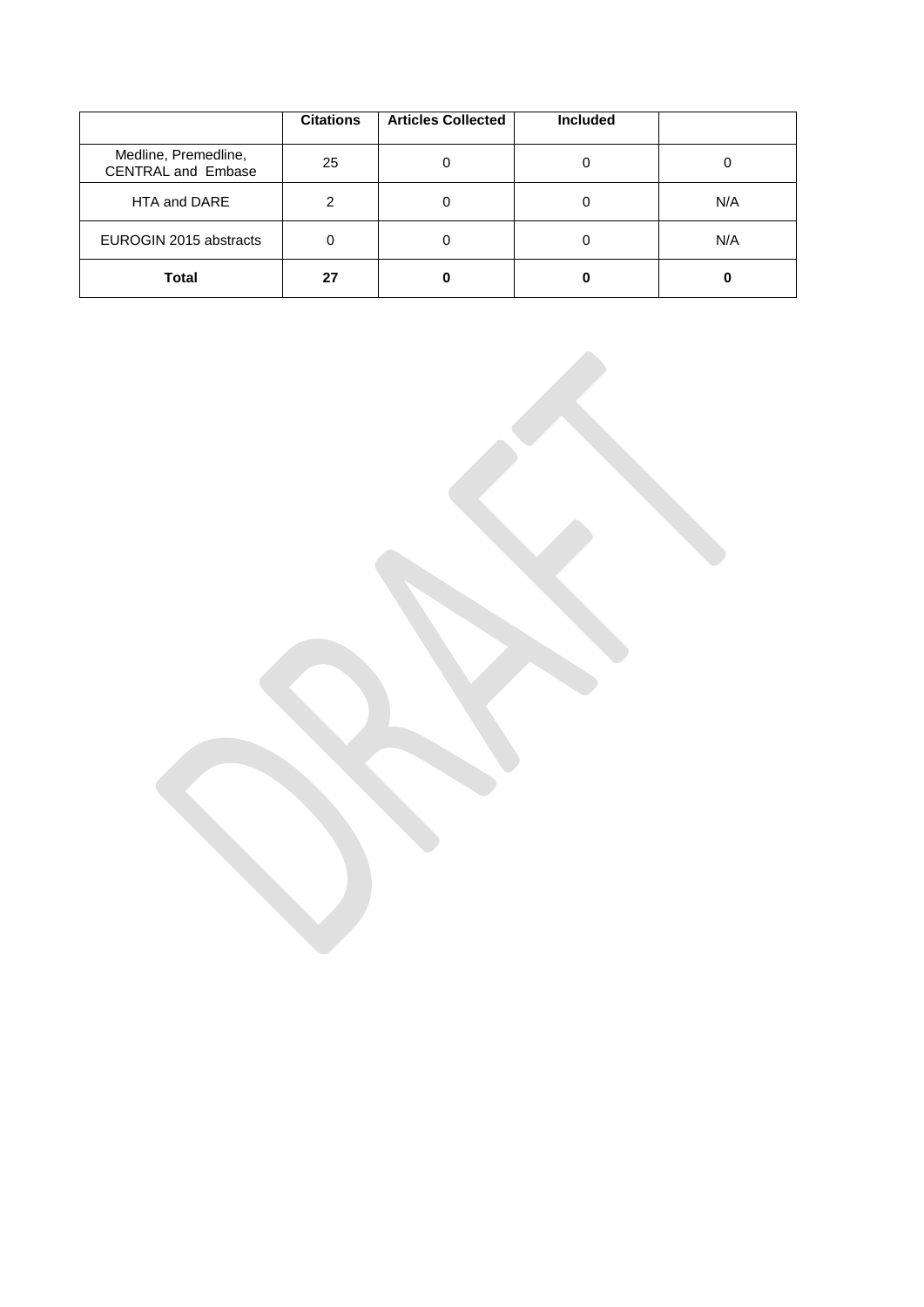| | Citations | Articles Collected | Included | |
|---|---|---|---|---|
| Medline, Premedline, CENTRAL and Embase | 25 | 0 | 0 | 0 |
| HTA and DARE | 2 | 0 | 0 | N/A |
| EUROGIN 2015 abstracts | 0 | 0 | 0 | N/A |
| **Total** | **27** | **0** | **0** | **0** |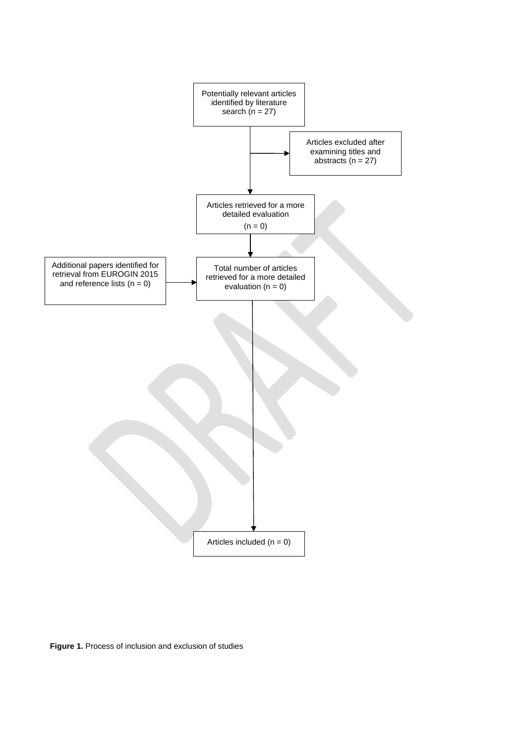Potentially relevant articles identified by literature search (n = 27)

Articles excluded after examining titles and abstracts (n = 27)

Articles retrieved for a more detailed evaluation (n = 0)

Additional papers identified for retrieval from EUROGIN 2015 and reference lists (n = 0)

Total number of articles retrieved for a more detailed evaluation (n = 0)

Articles included (n = 0)

**Figure 1.** Process of inclusion and exclusion of studies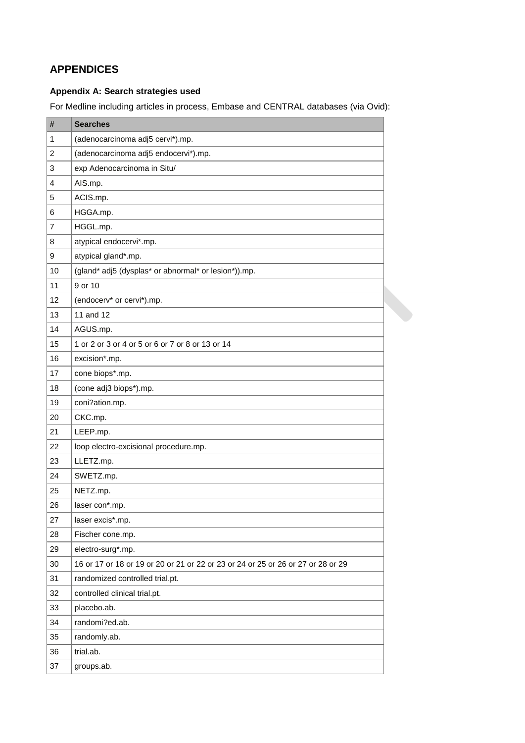# APPENDICES

### Appendix A: Search strategies used

For Medline including articles in process, Embase and CENTRAL databases (via Ovid):

| # | Searches |
|---|---|
| 1 | (adenocarcinoma adj5 cervi*).mp. |
| 2 | (adenocarcinoma adj5 endocervi*).mp. |
| 3 | exp Adenocarcinoma in Situ/ |
| 4 | AIS.mp. |
| 5 | ACIS.mp. |
| 6 | HGGA.mp. |
| 7 | HGGL.mp. |
| 8 | atypical endocervi*.mp. |
| 9 | atypical gland*.mp. |
| 10 | (gland* adj5 (dysplas* or abnormal* or lesion*)).mp. |
| 11 | 9 or 10 |
| 12 | (endocerv* or cervi*).mp. |
| 13 | 11 and 12 |
| 14 | AGUS.mp. |
| 15 | 1 or 2 or 3 or 4 or 5 or 6 or 7 or 8 or 13 or 14 |
| 16 | excision*.mp. |
| 17 | cone biops*.mp. |
| 18 | (cone adj3 biops*).mp. |
| 19 | coni?ation.mp. |
| 20 | CKC.mp. |
| 21 | LEEP.mp. |
| 22 | loop electro-excisional procedure.mp. |
| 23 | LLETZ.mp. |
| 24 | SWETZ.mp. |
| 25 | NETZ.mp. |
| 26 | laser con*.mp. |
| 27 | laser excis*.mp. |
| 28 | Fischer cone.mp. |
| 29 | electro-surg*.mp. |
| 30 | 16 or 17 or 18 or 19 or 20 or 21 or 22 or 23 or 24 or 25 or 26 or 27 or 28 or 29 |
| 31 | randomized controlled trial.pt. |
| 32 | controlled clinical trial.pt. |
| 33 | placebo.ab. |
| 34 | randomi?ed.ab. |
| 35 | randomly.ab. |
| 36 | trial.ab. |
| 37 | groups.ab. |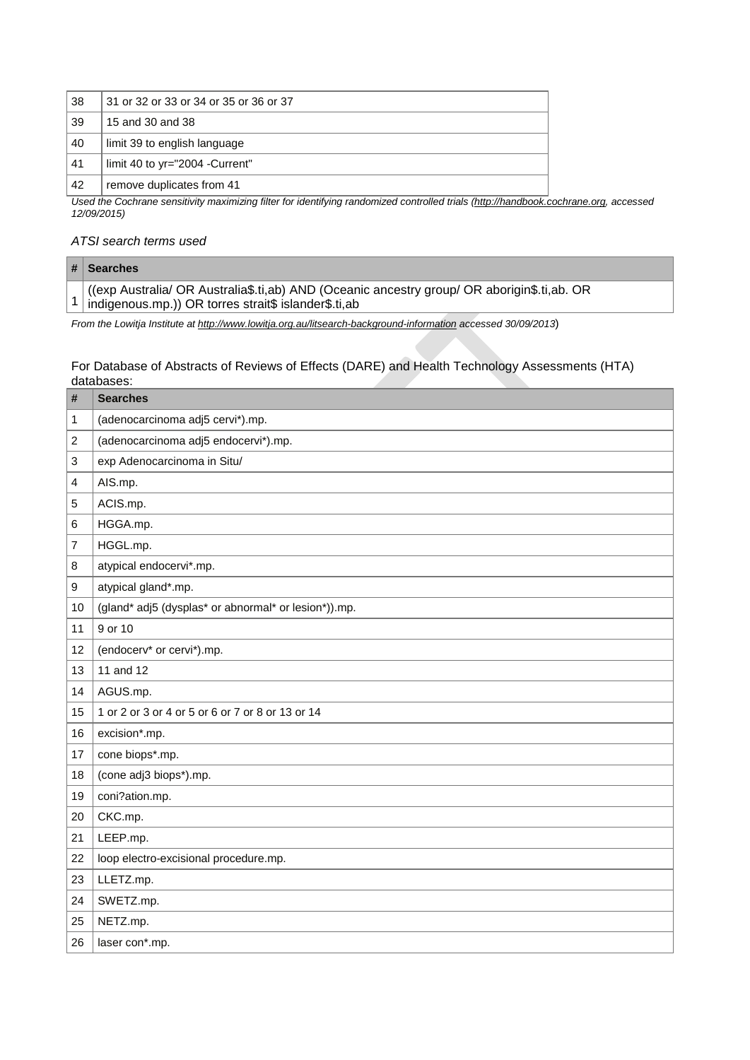| | |
|---|---|
| 38 | 31 or 32 or 33 or 34 or 35 or 36 or 37 |
| 39 | 15 and 30 and 38 |
| 40 | limit 39 to english language |
| 41 | limit 40 to yr="2004 -Current" |
| 42 | remove duplicates from 41 |

*Used the Cochrane sensitivity maximizing filter for identifying randomized controlled trials (http://handbook.cochrane.org, accessed 12/09/2015)*

*ATSI search terms used*

| # | Searches |
|---|---|
| 1 | ((exp Australia/ OR Australia$.ti,ab) AND (Oceanic ancestry group/ OR aborigin$.ti,ab. OR indigenous.mp.)) OR torres strait$ islander$.ti,ab |

*From the Lowitja Institute at http://www.lowitja.org.au/litsearch-background-information accessed 30/09/2013*)

For Database of Abstracts of Reviews of Effects (DARE) and Health Technology Assessments (HTA) databases:

| # | Searches |
|---|---|
| 1 | (adenocarcinoma adj5 cervi*).mp. |
| 2 | (adenocarcinoma adj5 endocervi*).mp. |
| 3 | exp Adenocarcinoma in Situ/ |
| 4 | AIS.mp. |
| 5 | ACIS.mp. |
| 6 | HGGA.mp. |
| 7 | HGGL.mp. |
| 8 | atypical endocervi*.mp. |
| 9 | atypical gland*.mp. |
| 10 | (gland* adj5 (dysplas* or abnormal* or lesion*)).mp. |
| 11 | 9 or 10 |
| 12 | (endocerv* or cervi*).mp. |
| 13 | 11 and 12 |
| 14 | AGUS.mp. |
| 15 | 1 or 2 or 3 or 4 or 5 or 6 or 7 or 8 or 13 or 14 |
| 16 | excision*.mp. |
| 17 | cone biops*.mp. |
| 18 | (cone adj3 biops*).mp. |
| 19 | coni?ation.mp. |
| 20 | CKC.mp. |
| 21 | LEEP.mp. |
| 22 | loop electro-excisional procedure.mp. |
| 23 | LLETZ.mp. |
| 24 | SWETZ.mp. |
| 25 | NETZ.mp. |
| 26 | laser con*.mp. |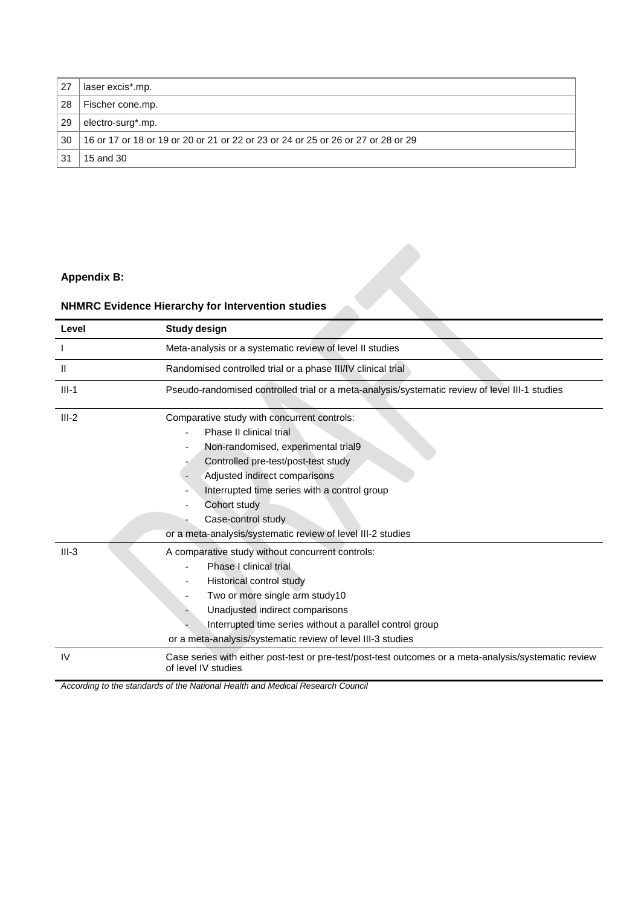| 27 | laser excis*.mp. |
|---|---|
| 28 | Fischer cone.mp. |
| 29 | electro-surg*.mp. |
| 30 | 16 or 17 or 18 or 19 or 20 or 21 or 22 or 23 or 24 or 25 or 26 or 27 or 28 or 29 |
| 31 | 15 and 30 |

**Appendix B:**

**NHMRC Evidence Hierarchy for Intervention studies**

| Level | Study design |
|---|---|
| I | Meta-analysis or a systematic review of level II studies |
| II | Randomised controlled trial or a phase III/IV clinical trial |
| III-1 | Pseudo-randomised controlled trial or a meta-analysis/systematic review of level III-1 studies |
| III-2 | Comparative study with concurrent controls:<br>- Phase II clinical trial<br>- Non-randomised, experimental trial9<br>- Controlled pre-test/post-test study<br>- Adjusted indirect comparisons<br>- Interrupted time series with a control group<br>- Cohort study<br>- Case-control study<br>or a meta-analysis/systematic review of level III-2 studies |
| III-3 | A comparative study without concurrent controls:<br>- Phase I clinical trial<br>- Historical control study<br>- Two or more single arm study10<br>- Unadjusted indirect comparisons<br>- Interrupted time series without a parallel control group<br>or a meta-analysis/systematic review of level III-3 studies |
| IV | Case series with either post-test or pre-test/post-test outcomes or a meta-analysis/systematic review of level IV studies |

*According to the standards of the National Health and Medical Research Council*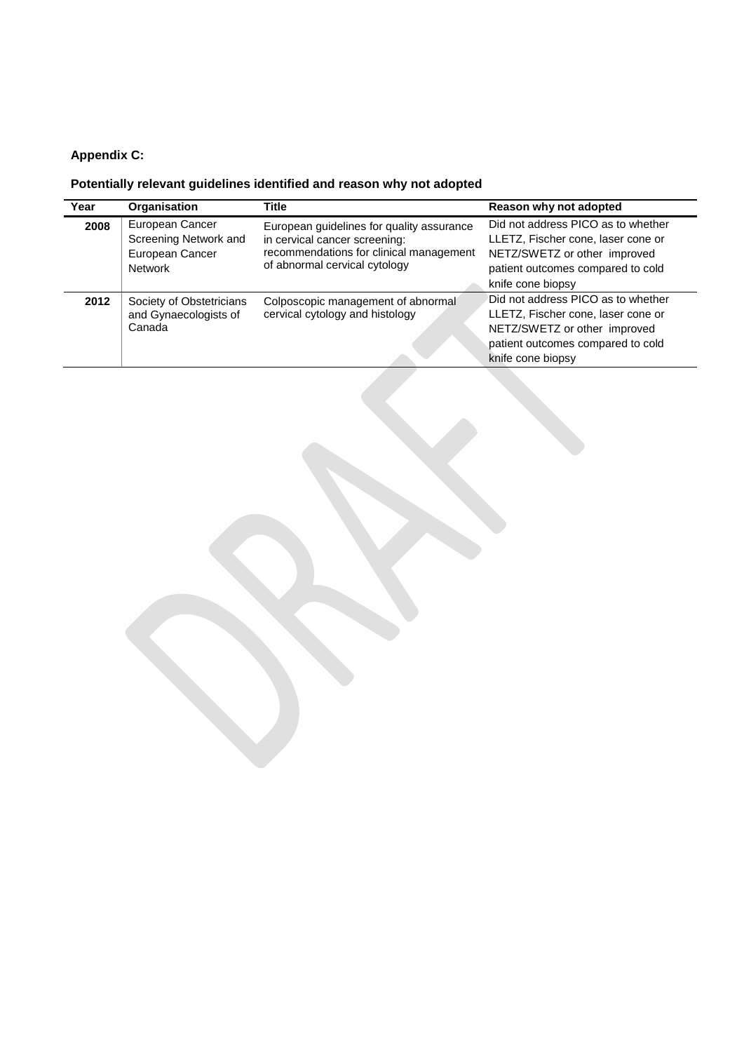**Appendix C:**

**Potentially relevant guidelines identified and reason why not adopted**

| Year | Organisation | Title | Reason why not adopted |
|---|---|---|---|
| **2008** | European Cancer Screening Network and European Cancer Network | European guidelines for quality assurance in cervical cancer screening: recommendations for clinical management of abnormal cervical cytology | Did not address PICO as to whether LLETZ, Fischer cone, laser cone or NETZ/SWETZ or other improved patient outcomes compared to cold knife cone biopsy |
| **2012** | Society of Obstetricians and Gynaecologists of Canada | Colposcopic management of abnormal cervical cytology and histology | Did not address PICO as to whether LLETZ, Fischer cone, laser cone or NETZ/SWETZ or other improved patient outcomes compared to cold knife cone biopsy |